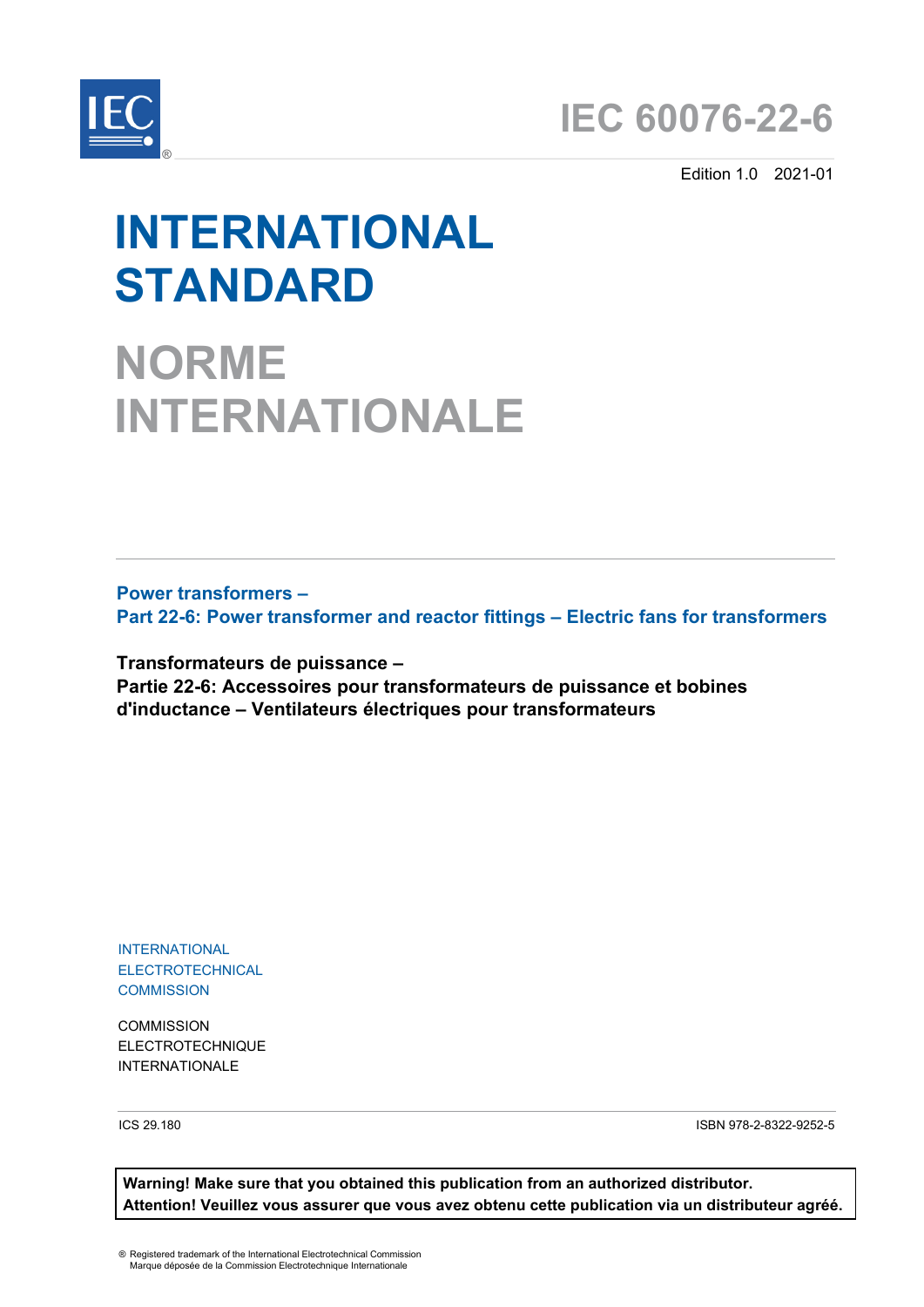# IEC 60076-22-6

Edition 1.0 2021-01

# INTERNATIONAL STANDARD

# NORME INTERNATIONALE

**Power transformers –**
**Part 22-6: Power transformer and reactor fittings – Electric fans for transformers**

**Transformateurs de puissance –**
**Partie 22-6: Accessoires pour transformateurs de puissance et bobines d'inductance – Ventilateurs électriques pour transformateurs**

INTERNATIONAL
ELECTROTECHNICAL
COMMISSION

COMMISSION
ELECTROTECHNIQUE
INTERNATIONALE

ICS 29.180

ISBN 978-2-8322-9252-5

**Warning! Make sure that you obtained this publication from an authorized distributor.**
**Attention! Veuillez vous assurer que vous avez obtenu cette publication via un distributeur agréé.**

® Registered trademark of the International Electrotechnical Commission
Marque déposée de la Commission Electrotechnique Internationale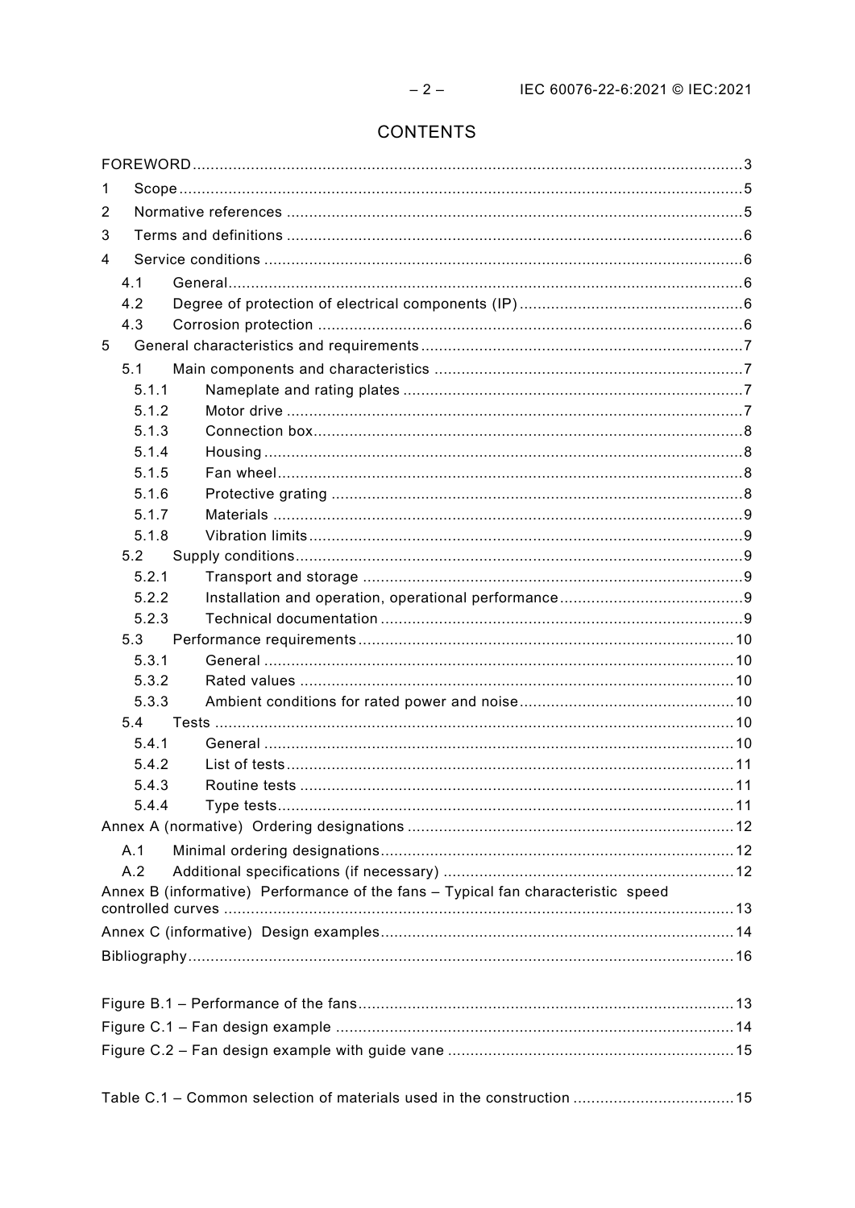# CONTENTS

FOREWORD .... 3

1 Scope .... 5

2 Normative references .... 5

3 Terms and definitions .... 6

4 Service conditions .... 6

- 4.1 General .... 6
- 4.2 Degree of protection of electrical components (IP) .... 6
- 4.3 Corrosion protection .... 6

5 General characteristics and requirements .... 7

- 5.1 Main components and characteristics .... 7
  - 5.1.1 Nameplate and rating plates .... 7
  - 5.1.2 Motor drive .... 7
  - 5.1.3 Connection box .... 8
  - 5.1.4 Housing .... 8
  - 5.1.5 Fan wheel .... 8
  - 5.1.6 Protective grating .... 8
  - 5.1.7 Materials .... 9
  - 5.1.8 Vibration limits .... 9
- 5.2 Supply conditions .... 9
  - 5.2.1 Transport and storage .... 9
  - 5.2.2 Installation and operation, operational performance .... 9
  - 5.2.3 Technical documentation .... 9
- 5.3 Performance requirements .... 10
  - 5.3.1 General .... 10
  - 5.3.2 Rated values .... 10
  - 5.3.3 Ambient conditions for rated power and noise .... 10
- 5.4 Tests .... 10
  - 5.4.1 General .... 10
  - 5.4.2 List of tests .... 11
  - 5.4.3 Routine tests .... 11
  - 5.4.4 Type tests .... 11

Annex A (normative) Ordering designations .... 12

- A.1 Minimal ordering designations .... 12
- A.2 Additional specifications (if necessary) .... 12

Annex B (informative) Performance of the fans – Typical fan characteristic speed controlled curves .... 13

Annex C (informative) Design examples .... 14

Bibliography .... 16

Figure B.1 – Performance of the fans .... 13

Figure C.1 – Fan design example .... 14

Figure C.2 – Fan design example with guide vane .... 15

Table C.1 – Common selection of materials used in the construction .... 15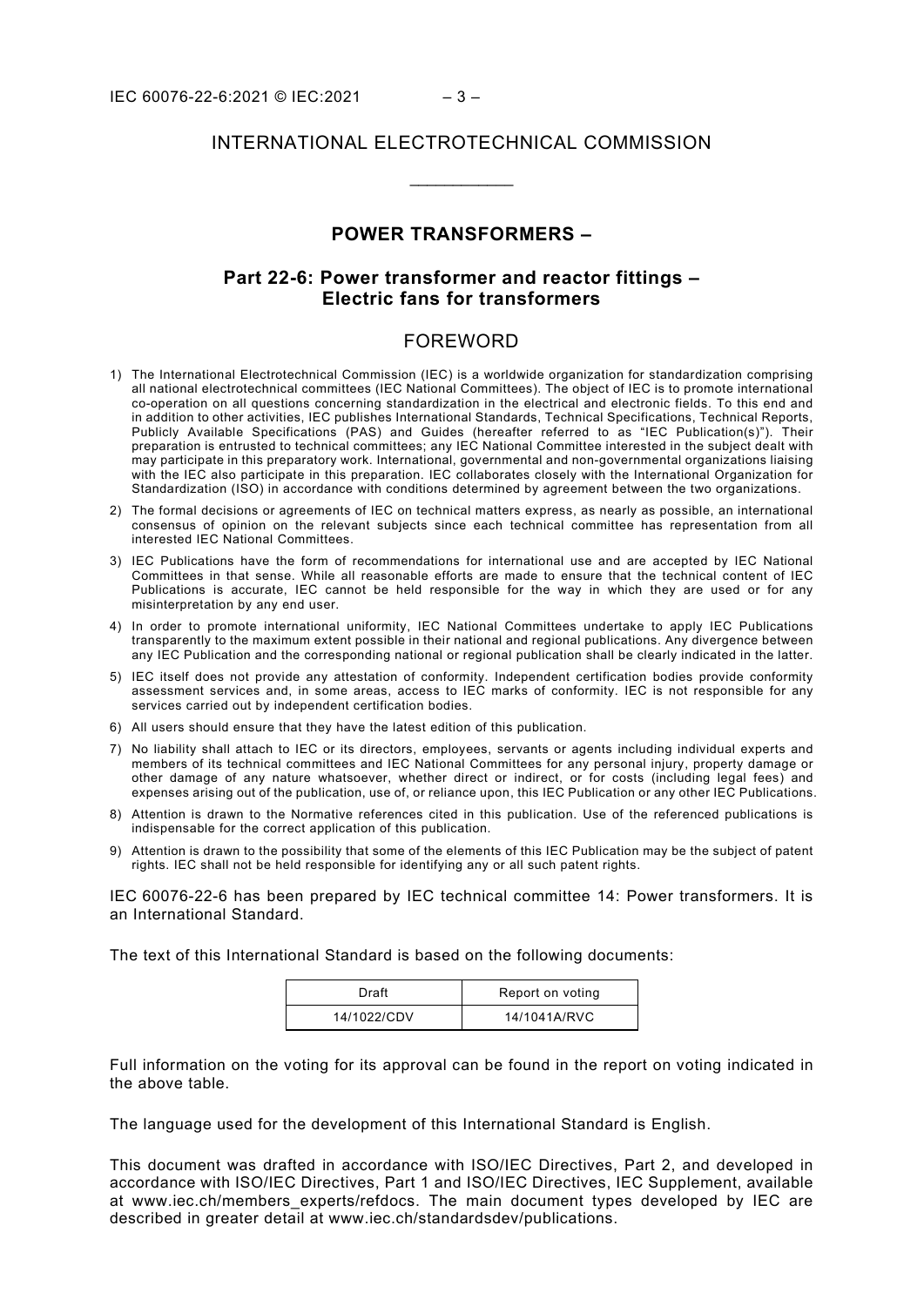# INTERNATIONAL ELECTROTECHNICAL COMMISSION

____________

## POWER TRANSFORMERS –

## Part 22-6: Power transformer and reactor fittings – Electric fans for transformers

## FOREWORD

1) The International Electrotechnical Commission (IEC) is a worldwide organization for standardization comprising all national electrotechnical committees (IEC National Committees). The object of IEC is to promote international co-operation on all questions concerning standardization in the electrical and electronic fields. To this end and in addition to other activities, IEC publishes International Standards, Technical Specifications, Technical Reports, Publicly Available Specifications (PAS) and Guides (hereafter referred to as "IEC Publication(s)"). Their preparation is entrusted to technical committees; any IEC National Committee interested in the subject dealt with may participate in this preparatory work. International, governmental and non-governmental organizations liaising with the IEC also participate in this preparation. IEC collaborates closely with the International Organization for Standardization (ISO) in accordance with conditions determined by agreement between the two organizations.

2) The formal decisions or agreements of IEC on technical matters express, as nearly as possible, an international consensus of opinion on the relevant subjects since each technical committee has representation from all interested IEC National Committees.

3) IEC Publications have the form of recommendations for international use and are accepted by IEC National Committees in that sense. While all reasonable efforts are made to ensure that the technical content of IEC Publications is accurate, IEC cannot be held responsible for the way in which they are used or for any misinterpretation by any end user.

4) In order to promote international uniformity, IEC National Committees undertake to apply IEC Publications transparently to the maximum extent possible in their national and regional publications. Any divergence between any IEC Publication and the corresponding national or regional publication shall be clearly indicated in the latter.

5) IEC itself does not provide any attestation of conformity. Independent certification bodies provide conformity assessment services and, in some areas, access to IEC marks of conformity. IEC is not responsible for any services carried out by independent certification bodies.

6) All users should ensure that they have the latest edition of this publication.

7) No liability shall attach to IEC or its directors, employees, servants or agents including individual experts and members of its technical committees and IEC National Committees for any personal injury, property damage or other damage of any nature whatsoever, whether direct or indirect, or for costs (including legal fees) and expenses arising out of the publication, use of, or reliance upon, this IEC Publication or any other IEC Publications.

8) Attention is drawn to the Normative references cited in this publication. Use of the referenced publications is indispensable for the correct application of this publication.

9) Attention is drawn to the possibility that some of the elements of this IEC Publication may be the subject of patent rights. IEC shall not be held responsible for identifying any or all such patent rights.

IEC 60076-22-6 has been prepared by IEC technical committee 14: Power transformers. It is an International Standard.

The text of this International Standard is based on the following documents:

| Draft | Report on voting |
|---|---|
| 14/1022/CDV | 14/1041A/RVC |

Full information on the voting for its approval can be found in the report on voting indicated in the above table.

The language used for the development of this International Standard is English.

This document was drafted in accordance with ISO/IEC Directives, Part 2, and developed in accordance with ISO/IEC Directives, Part 1 and ISO/IEC Directives, IEC Supplement, available at www.iec.ch/members_experts/refdocs. The main document types developed by IEC are described in greater detail at www.iec.ch/standardsdev/publications.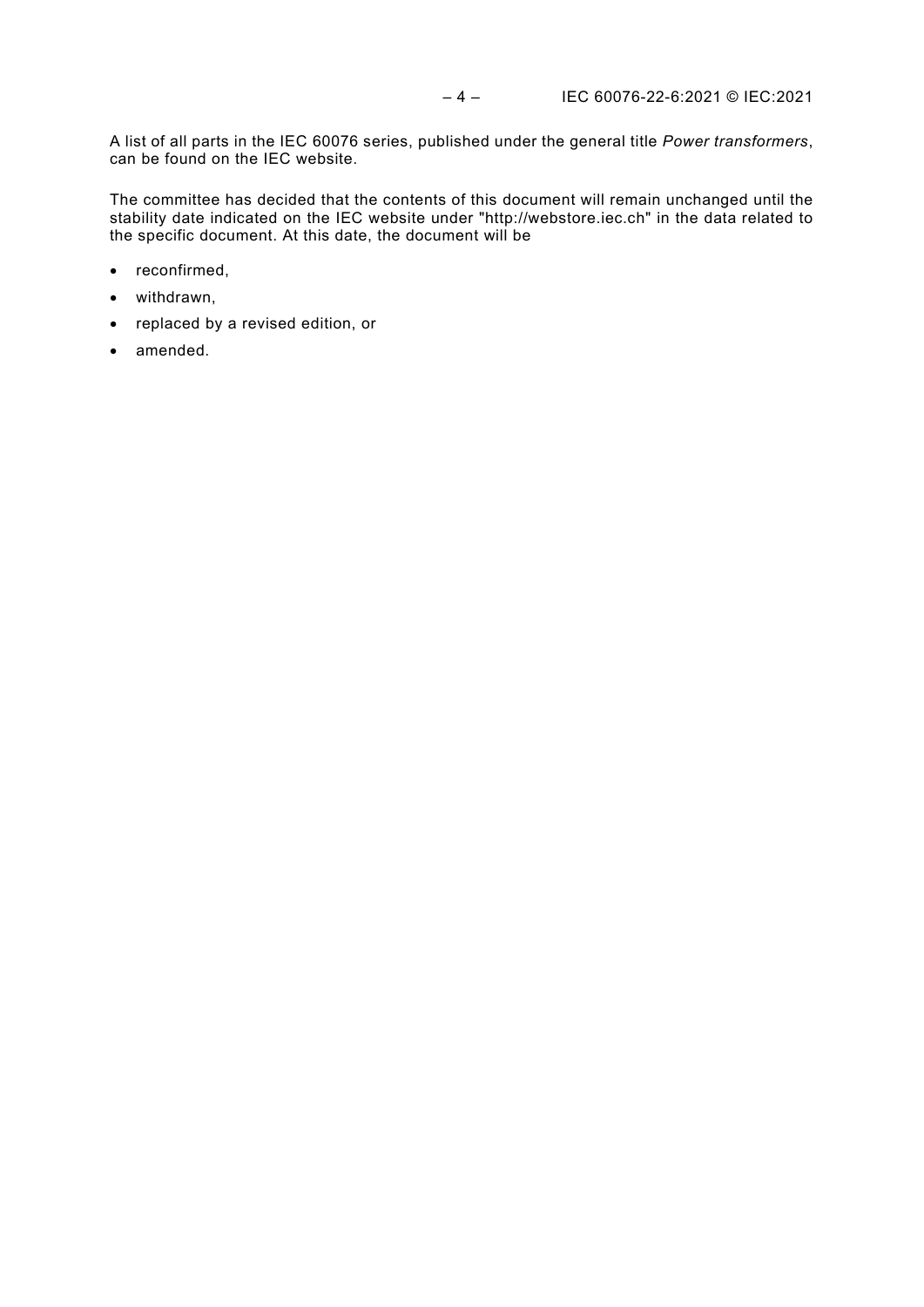A list of all parts in the IEC 60076 series, published under the general title *Power transformers*, can be found on the IEC website.

The committee has decided that the contents of this document will remain unchanged until the stability date indicated on the IEC website under "http://webstore.iec.ch" in the data related to the specific document. At this date, the document will be

- reconfirmed,
- withdrawn,
- replaced by a revised edition, or
- amended.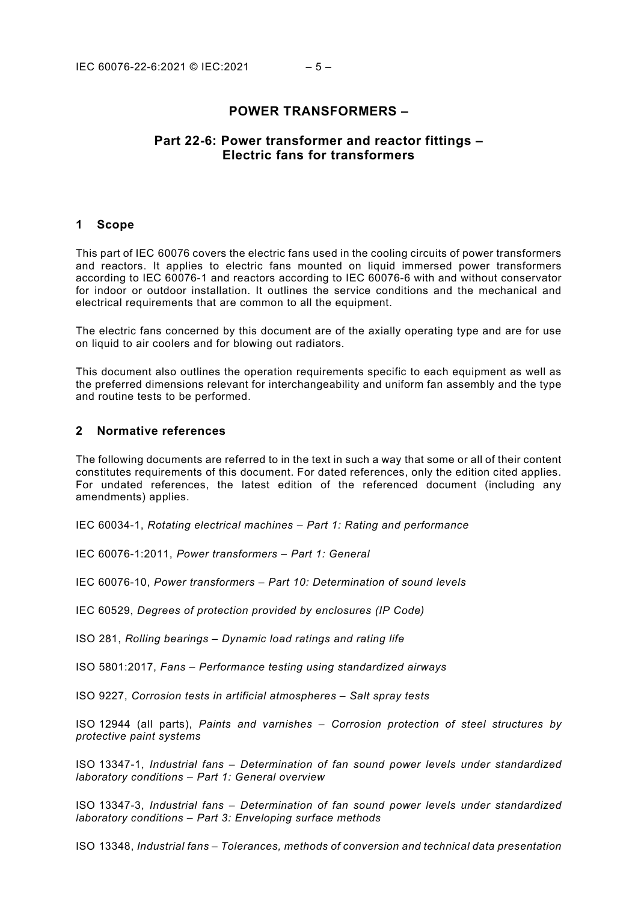# POWER TRANSFORMERS –

## Part 22-6: Power transformer and reactor fittings – Electric fans for transformers

## 1 Scope

This part of IEC 60076 covers the electric fans used in the cooling circuits of power transformers and reactors. It applies to electric fans mounted on liquid immersed power transformers according to IEC 60076-1 and reactors according to IEC 60076-6 with and without conservator for indoor or outdoor installation. It outlines the service conditions and the mechanical and electrical requirements that are common to all the equipment.

The electric fans concerned by this document are of the axially operating type and are for use on liquid to air coolers and for blowing out radiators.

This document also outlines the operation requirements specific to each equipment as well as the preferred dimensions relevant for interchangeability and uniform fan assembly and the type and routine tests to be performed.

## 2 Normative references

The following documents are referred to in the text in such a way that some or all of their content constitutes requirements of this document. For dated references, only the edition cited applies. For undated references, the latest edition of the referenced document (including any amendments) applies.

IEC 60034-1, *Rotating electrical machines – Part 1: Rating and performance*

IEC 60076-1:2011, *Power transformers – Part 1: General*

IEC 60076-10, *Power transformers – Part 10: Determination of sound levels*

IEC 60529, *Degrees of protection provided by enclosures (IP Code)*

ISO 281, *Rolling bearings – Dynamic load ratings and rating life*

ISO 5801:2017, *Fans – Performance testing using standardized airways*

ISO 9227, *Corrosion tests in artificial atmospheres – Salt spray tests*

ISO 12944 (all parts), *Paints and varnishes – Corrosion protection of steel structures by protective paint systems*

ISO 13347-1, *Industrial fans – Determination of fan sound power levels under standardized laboratory conditions – Part 1: General overview*

ISO 13347-3, *Industrial fans – Determination of fan sound power levels under standardized laboratory conditions – Part 3: Enveloping surface methods*

ISO 13348, *Industrial fans – Tolerances, methods of conversion and technical data presentation*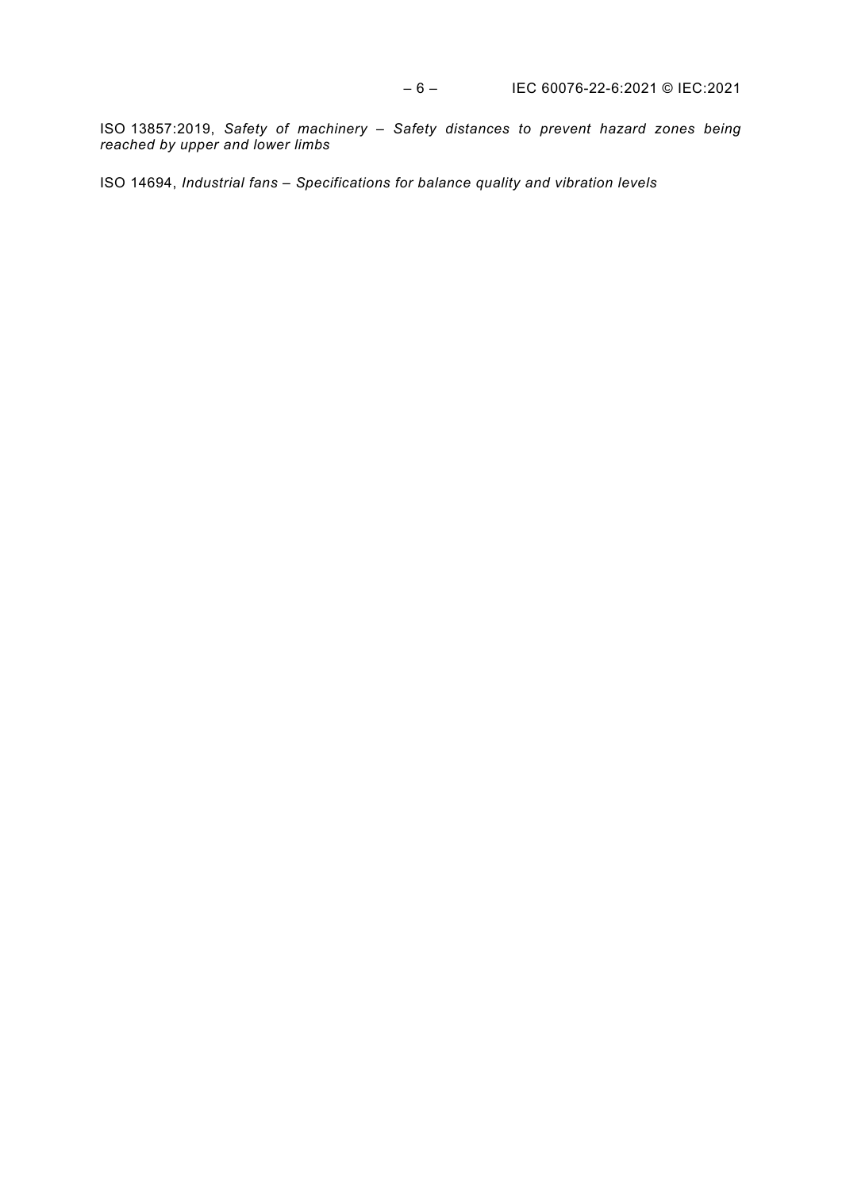ISO 13857:2019, *Safety of machinery – Safety distances to prevent hazard zones being reached by upper and lower limbs*

ISO 14694, *Industrial fans – Specifications for balance quality and vibration levels*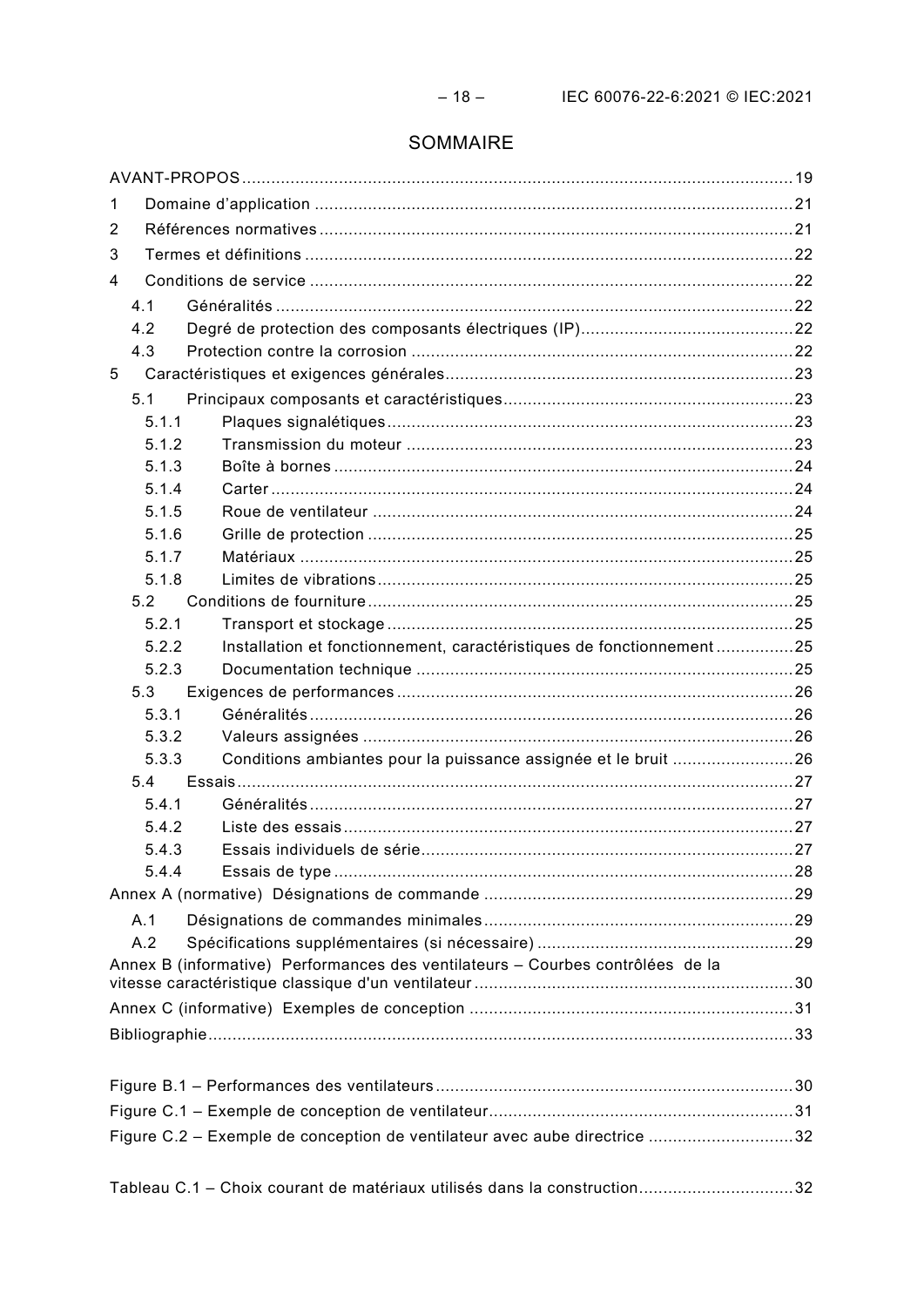# SOMMAIRE

AVANT-PROPOS ....................................................................................................................19

1 Domaine d'application ....................................................................................................21

2 Références normatives ....................................................................................................21

3 Termes et définitions .......................................................................................................22

4 Conditions de service .....................................................................................................22

4.1 Généralités ...............................................................................................................22

4.2 Degré de protection des composants électriques (IP) ...........................................22

4.3 Protection contre la corrosion ..................................................................................22

5 Caractéristiques et exigences générales .........................................................................23

5.1 Principaux composants et caractéristiques ............................................................23

5.1.1 Plaques signalétiques ........................................................................................23

5.1.2 Transmission du moteur ....................................................................................23

5.1.3 Boîte à bornes ...................................................................................................24

5.1.4 Carter .................................................................................................................24

5.1.5 Roue de ventilateur ...........................................................................................24

5.1.6 Grille de protection ............................................................................................25

5.1.7 Matériaux ...........................................................................................................25

5.1.8 Limites de vibrations ..........................................................................................25

5.2 Conditions de fourniture ...........................................................................................25

5.2.1 Transport et stockage ........................................................................................25

5.2.2 Installation et fonctionnement, caractéristiques de fonctionnement ................25

5.2.3 Documentation technique ..................................................................................25

5.3 Exigences de performances .....................................................................................26

5.3.1 Généralités .........................................................................................................26

5.3.2 Valeurs assignées ..............................................................................................26

5.3.3 Conditions ambiantes pour la puissance assignée et le bruit .........................26

5.4 Essais .......................................................................................................................27

5.4.1 Généralités .........................................................................................................27

5.4.2 Liste des essais ..................................................................................................27

5.4.3 Essais individuels de série .................................................................................27

5.4.4 Essais de type ....................................................................................................28

Annex A (normative) Désignations de commande .............................................................29

A.1 Désignations de commandes minimales ..................................................................29

A.2 Spécifications supplémentaires (si nécessaire) .......................................................29

Annex B (informative) Performances des ventilateurs – Courbes contrôlées de la vitesse caractéristique classique d'un ventilateur ................................................................30

Annex C (informative) Exemples de conception ...............................................................31

Bibliographie .......................................................................................................................33

Figure B.1 – Performances des ventilateurs .......................................................................30

Figure C.1 – Exemple de conception de ventilateur ............................................................31

Figure C.2 – Exemple de conception de ventilateur avec aube directrice ..........................32

Tableau C.1 – Choix courant de matériaux utilisés dans la construction ..............................32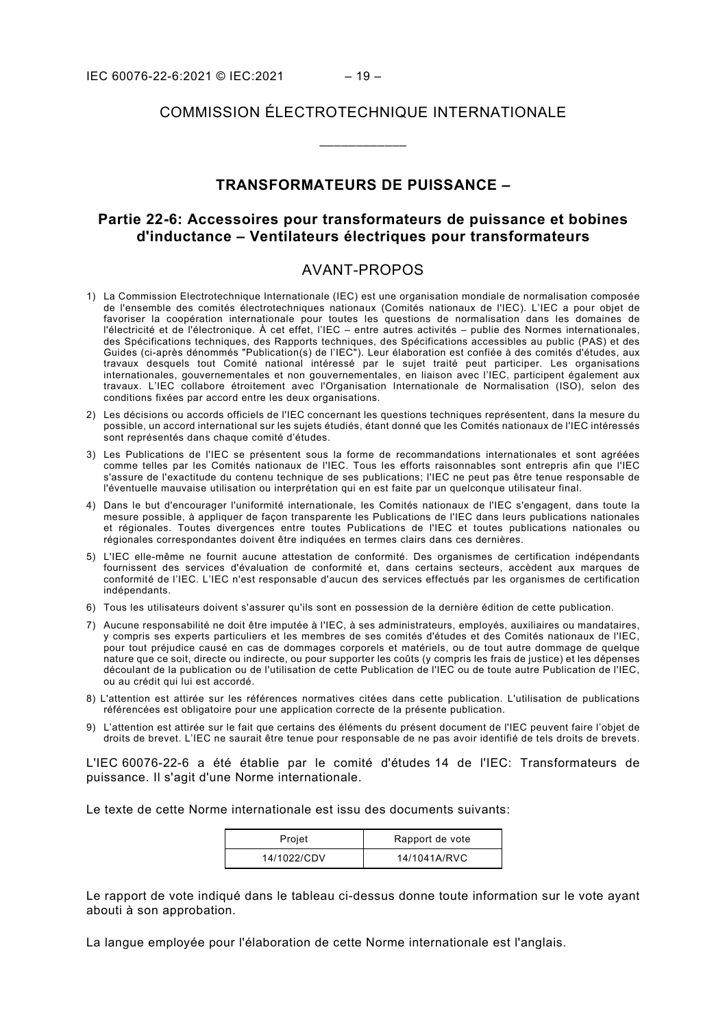COMMISSION ÉLECTROTECHNIQUE INTERNATIONALE

\_\_\_\_\_\_\_\_\_\_\_\_

# TRANSFORMATEURS DE PUISSANCE –

## Partie 22-6: Accessoires pour transformateurs de puissance et bobines d'inductance – Ventilateurs électriques pour transformateurs

## AVANT-PROPOS

1) La Commission Electrotechnique Internationale (IEC) est une organisation mondiale de normalisation composée de l'ensemble des comités électrotechniques nationaux (Comités nationaux de l'IEC). L'IEC a pour objet de favoriser la coopération internationale pour toutes les questions de normalisation dans les domaines de l'électricité et de l'électronique. À cet effet, l'IEC – entre autres activités – publie des Normes internationales, des Spécifications techniques, des Rapports techniques, des Spécifications accessibles au public (PAS) et des Guides (ci-après dénommés "Publication(s) de l'IEC"). Leur élaboration est confiée à des comités d'études, aux travaux desquels tout Comité national intéressé par le sujet traité peut participer. Les organisations internationales, gouvernementales et non gouvernementales, en liaison avec l'IEC, participent également aux travaux. L'IEC collabore étroitement avec l'Organisation Internationale de Normalisation (ISO), selon des conditions fixées par accord entre les deux organisations.
2) Les décisions ou accords officiels de l'IEC concernant les questions techniques représentent, dans la mesure du possible, un accord international sur les sujets étudiés, étant donné que les Comités nationaux de l'IEC intéressés sont représentés dans chaque comité d'études.
3) Les Publications de l'IEC se présentent sous la forme de recommandations internationales et sont agréées comme telles par les Comités nationaux de l'IEC. Tous les efforts raisonnables sont entrepris afin que l'IEC s'assure de l'exactitude du contenu technique de ses publications; l'IEC ne peut pas être tenue responsable de l'éventuelle mauvaise utilisation ou interprétation qui en est faite par un quelconque utilisateur final.
4) Dans le but d'encourager l'uniformité internationale, les Comités nationaux de l'IEC s'engagent, dans toute la mesure possible, à appliquer de façon transparente les Publications de l'IEC dans leurs publications nationales et régionales. Toutes divergences entre toutes Publications de l'IEC et toutes publications nationales ou régionales correspondantes doivent être indiquées en termes clairs dans ces dernières.
5) L'IEC elle-même ne fournit aucune attestation de conformité. Des organismes de certification indépendants fournissent des services d'évaluation de conformité et, dans certains secteurs, accèdent aux marques de conformité de l'IEC. L'IEC n'est responsable d'aucun des services effectués par les organismes de certification indépendants.
6) Tous les utilisateurs doivent s'assurer qu'ils sont en possession de la dernière édition de cette publication.
7) Aucune responsabilité ne doit être imputée à l'IEC, à ses administrateurs, employés, auxiliaires ou mandataires, y compris ses experts particuliers et les membres de ses comités d'études et des Comités nationaux de l'IEC, pour tout préjudice causé en cas de dommages corporels et matériels, ou de tout autre dommage de quelque nature que ce soit, directe ou indirecte, ou pour supporter les coûts (y compris les frais de justice) et les dépenses découlant de la publication ou de l'utilisation de cette Publication de l'IEC ou de toute autre Publication de l'IEC, ou au crédit qui lui est accordé.
8) L'attention est attirée sur les références normatives citées dans cette publication. L'utilisation de publications référencées est obligatoire pour une application correcte de la présente publication.
9) L'attention est attirée sur le fait que certains des éléments du présent document de l'IEC peuvent faire l'objet de droits de brevet. L'IEC ne saurait être tenue pour responsable de ne pas avoir identifié de tels droits de brevets.

L'IEC 60076-22-6 a été établie par le comité d'études 14 de l'IEC: Transformateurs de puissance. Il s'agit d'une Norme internationale.

Le texte de cette Norme internationale est issu des documents suivants:

| Projet | Rapport de vote |
|---|---|
| 14/1022/CDV | 14/1041A/RVC |

Le rapport de vote indiqué dans le tableau ci-dessus donne toute information sur le vote ayant abouti à son approbation.

La langue employée pour l'élaboration de cette Norme internationale est l'anglais.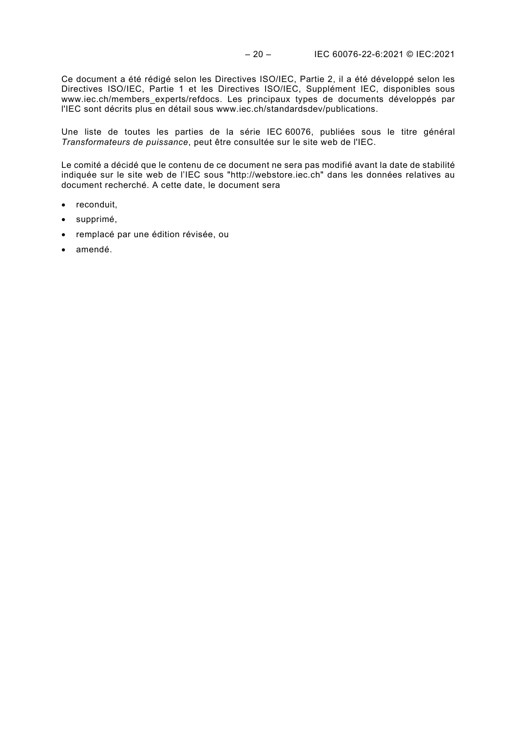Ce document a été rédigé selon les Directives ISO/IEC, Partie 2, il a été développé selon les Directives ISO/IEC, Partie 1 et les Directives ISO/IEC, Supplément IEC, disponibles sous www.iec.ch/members_experts/refdocs. Les principaux types de documents développés par l'IEC sont décrits plus en détail sous www.iec.ch/standardsdev/publications.

Une liste de toutes les parties de la série IEC 60076, publiées sous le titre général *Transformateurs de puissance*, peut être consultée sur le site web de l'IEC.

Le comité a décidé que le contenu de ce document ne sera pas modifié avant la date de stabilité indiquée sur le site web de l'IEC sous "http://webstore.iec.ch" dans les données relatives au document recherché. A cette date, le document sera

- reconduit,
- supprimé,
- remplacé par une édition révisée, ou
- amendé.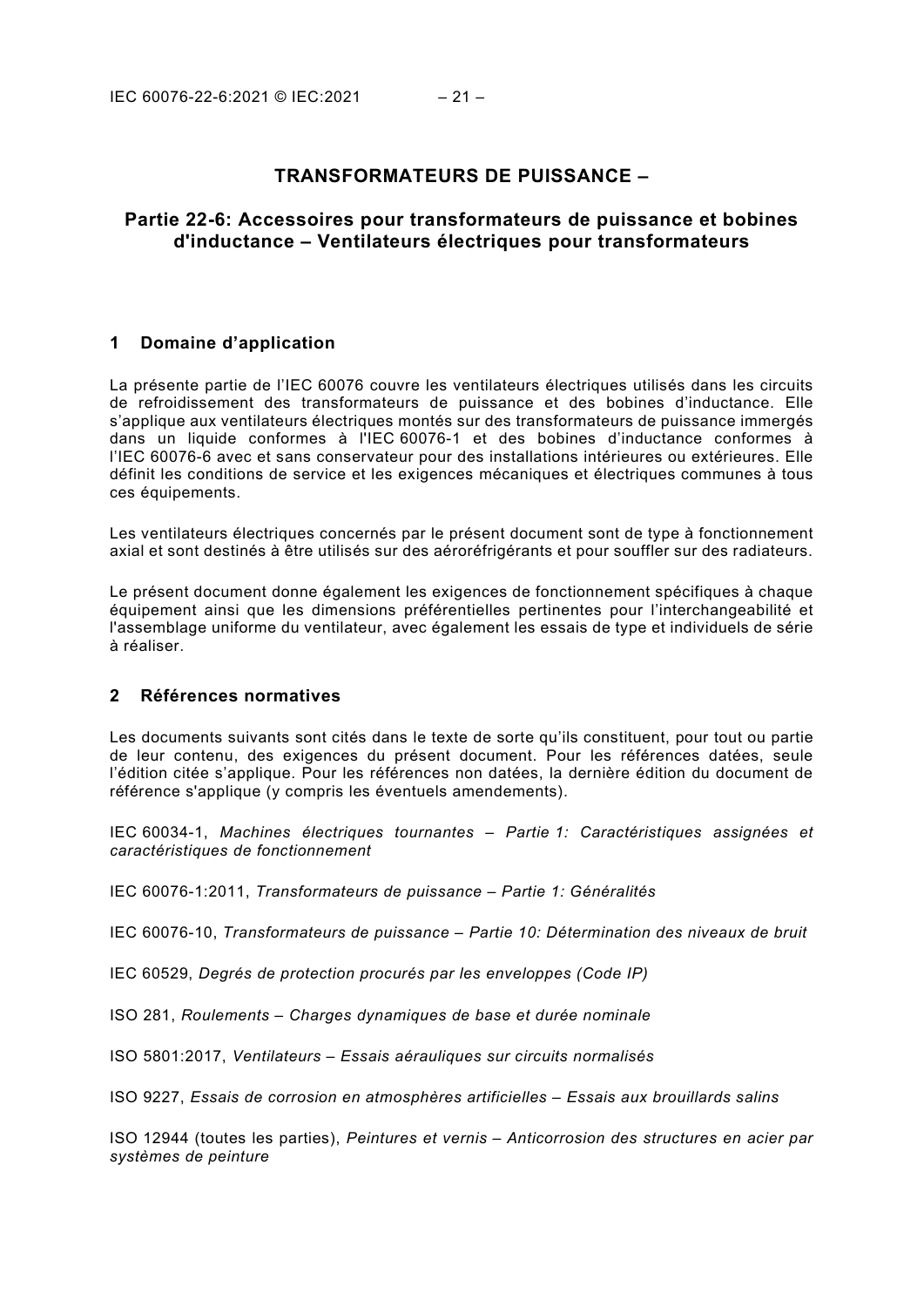# TRANSFORMATEURS DE PUISSANCE –

## Partie 22-6: Accessoires pour transformateurs de puissance et bobines d'inductance – Ventilateurs électriques pour transformateurs

## 1 Domaine d'application

La présente partie de l'IEC 60076 couvre les ventilateurs électriques utilisés dans les circuits de refroidissement des transformateurs de puissance et des bobines d'inductance. Elle s'applique aux ventilateurs électriques montés sur des transformateurs de puissance immergés dans un liquide conformes à l'IEC 60076-1 et des bobines d'inductance conformes à l'IEC 60076-6 avec et sans conservateur pour des installations intérieures ou extérieures. Elle définit les conditions de service et les exigences mécaniques et électriques communes à tous ces équipements.

Les ventilateurs électriques concernés par le présent document sont de type à fonctionnement axial et sont destinés à être utilisés sur des aéroréfrigérants et pour souffler sur des radiateurs.

Le présent document donne également les exigences de fonctionnement spécifiques à chaque équipement ainsi que les dimensions préférentielles pertinentes pour l'interchangeabilité et l'assemblage uniforme du ventilateur, avec également les essais de type et individuels de série à réaliser.

## 2 Références normatives

Les documents suivants sont cités dans le texte de sorte qu'ils constituent, pour tout ou partie de leur contenu, des exigences du présent document. Pour les références datées, seule l'édition citée s'applique. Pour les références non datées, la dernière édition du document de référence s'applique (y compris les éventuels amendements).

IEC 60034-1, *Machines électriques tournantes – Partie 1: Caractéristiques assignées et caractéristiques de fonctionnement*

IEC 60076-1:2011, *Transformateurs de puissance – Partie 1: Généralités*

IEC 60076-10, *Transformateurs de puissance – Partie 10: Détermination des niveaux de bruit*

IEC 60529, *Degrés de protection procurés par les enveloppes (Code IP)*

ISO 281, *Roulements – Charges dynamiques de base et durée nominale*

ISO 5801:2017, *Ventilateurs – Essais aérauliques sur circuits normalisés*

ISO 9227, *Essais de corrosion en atmosphères artificielles – Essais aux brouillards salins*

ISO 12944 (toutes les parties), *Peintures et vernis – Anticorrosion des structures en acier par systèmes de peinture*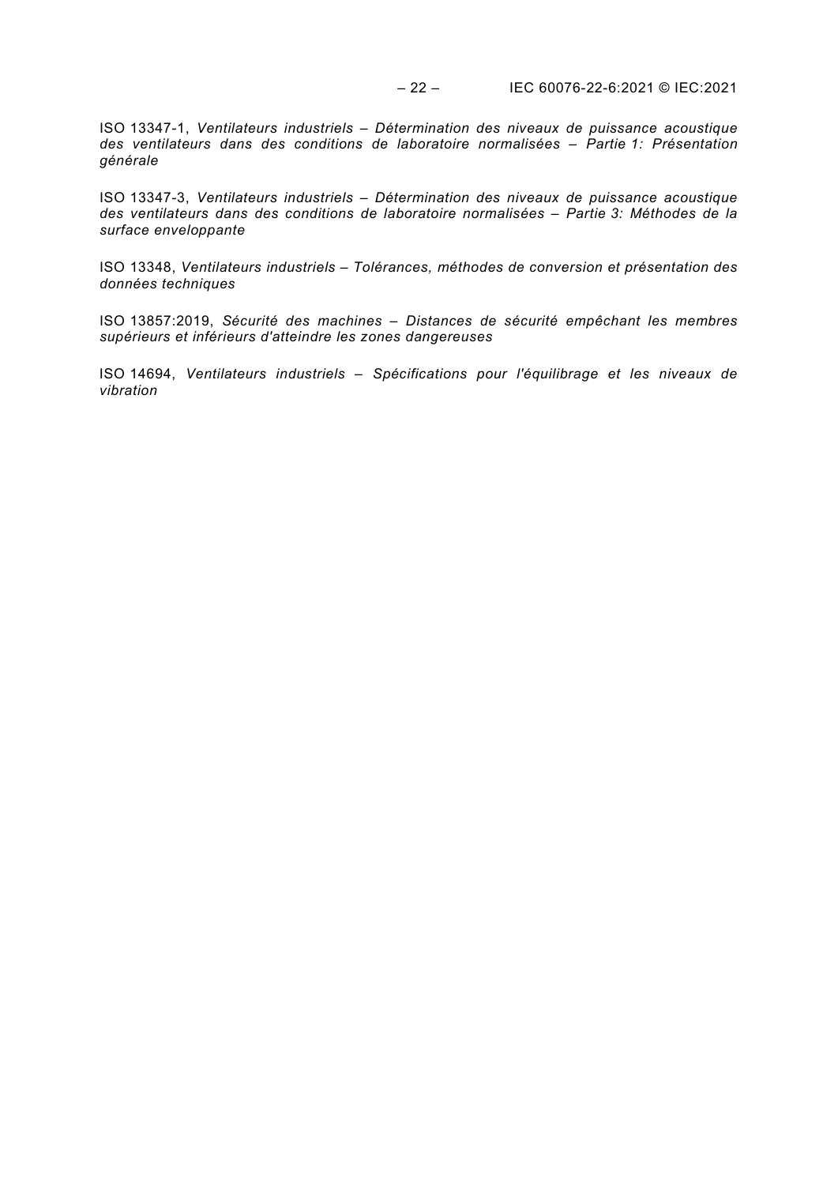ISO 13347-1, *Ventilateurs industriels – Détermination des niveaux de puissance acoustique des ventilateurs dans des conditions de laboratoire normalisées – Partie 1: Présentation générale*

ISO 13347-3, *Ventilateurs industriels – Détermination des niveaux de puissance acoustique des ventilateurs dans des conditions de laboratoire normalisées – Partie 3: Méthodes de la surface enveloppante*

ISO 13348, *Ventilateurs industriels – Tolérances, méthodes de conversion et présentation des données techniques*

ISO 13857:2019, *Sécurité des machines – Distances de sécurité empêchant les membres supérieurs et inférieurs d'atteindre les zones dangereuses*

ISO 14694, *Ventilateurs industriels – Spécifications pour l'équilibrage et les niveaux de vibration*